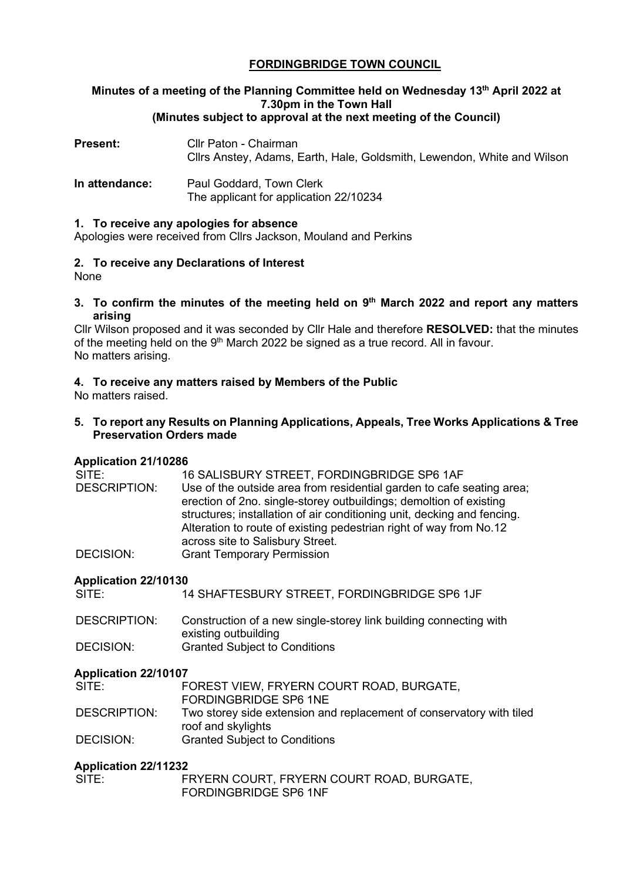# FORDINGBRIDGE TOWN COUNCIL

## Minutes of a meeting of the Planning Committee held on Wednesday 13th April 2022 at 7.30pm in the Town Hall
### (Minutes subject to approval at the next meeting of the Council)

**Present:** Cllr Paton - Chairman
Cllrs Anstey, Adams, Earth, Hale, Goldsmith, Lewendon, White and Wilson

**In attendance:** Paul Goddard, Town Clerk
The applicant for application 22/10234

**1. To receive any apologies for absence**

Apologies were received from Cllrs Jackson, Mouland and Perkins

**2. To receive any Declarations of Interest**

None

**3. To confirm the minutes of the meeting held on 9th March 2022 and report any matters arising**

Cllr Wilson proposed and it was seconded by Cllr Hale and therefore **RESOLVED:** that the minutes of the meeting held on the 9th March 2022 be signed as a true record. All in favour.
No matters arising.

**4. To receive any matters raised by Members of the Public**

No matters raised.

**5. To report any Results on Planning Applications, Appeals, Tree Works Applications & Tree Preservation Orders made**

**Application 21/10286**

| | |
|---|---|
| SITE: | 16 SALISBURY STREET, FORDINGBRIDGE SP6 1AF |
| DESCRIPTION: | Use of the outside area from residential garden to cafe seating area; erection of 2no. single-storey outbuildings; demoltion of existing structures; installation of air conditioning unit, decking and fencing. Alteration to route of existing pedestrian right of way from No.12 across site to Salisbury Street. |
| DECISION: | Grant Temporary Permission |

**Application 22/10130**

| | |
|---|---|
| SITE: | 14 SHAFTESBURY STREET, FORDINGBRIDGE SP6 1JF |
| DESCRIPTION: | Construction of a new single-storey link building connecting with existing outbuilding |
| DECISION: | Granted Subject to Conditions |

**Application 22/10107**

| | |
|---|---|
| SITE: | FOREST VIEW, FRYERN COURT ROAD, BURGATE, FORDINGBRIDGE SP6 1NE |
| DESCRIPTION: | Two storey side extension and replacement of conservatory with tiled roof and skylights |
| DECISION: | Granted Subject to Conditions |

**Application 22/11232**

| | |
|---|---|
| SITE: | FRYERN COURT, FRYERN COURT ROAD, BURGATE, FORDINGBRIDGE SP6 1NF |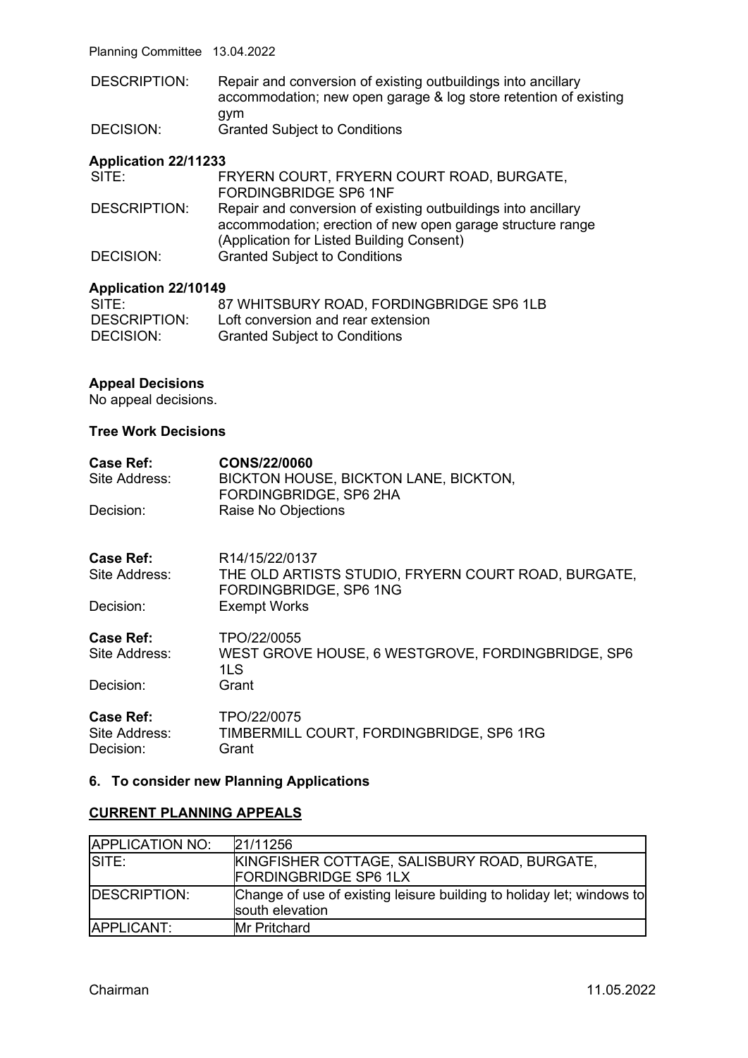| | |
|---|---|
| DESCRIPTION: | Repair and conversion of existing outbuildings into ancillary accommodation; new open garage & log store retention of existing gym |
| DECISION: | Granted Subject to Conditions |

**Application 22/11233**

| | |
|---|---|
| SITE: | FRYERN COURT, FRYERN COURT ROAD, BURGATE, FORDINGBRIDGE SP6 1NF |
| DESCRIPTION: | Repair and conversion of existing outbuildings into ancillary accommodation; erection of new open garage structure range (Application for Listed Building Consent) |
| DECISION: | Granted Subject to Conditions |

**Application 22/10149**

| | |
|---|---|
| SITE: | 87 WHITSBURY ROAD, FORDINGBRIDGE SP6 1LB |
| DESCRIPTION: | Loft conversion and rear extension |
| DECISION: | Granted Subject to Conditions |

**Appeal Decisions**

No appeal decisions.

**Tree Work Decisions**

| | |
|---|---|
| **Case Ref:** | **CONS/22/0060** |
| Site Address: | BICKTON HOUSE, BICKTON LANE, BICKTON, FORDINGBRIDGE, SP6 2HA |
| Decision: | Raise No Objections |

| | |
|---|---|
| **Case Ref:** | R14/15/22/0137 |
| Site Address: | THE OLD ARTISTS STUDIO, FRYERN COURT ROAD, BURGATE, FORDINGBRIDGE, SP6 1NG |
| Decision: | Exempt Works |

| | |
|---|---|
| **Case Ref:** | TPO/22/0055 |
| Site Address: | WEST GROVE HOUSE, 6 WESTGROVE, FORDINGBRIDGE, SP6 1LS |
| Decision: | Grant |

| | |
|---|---|
| **Case Ref:** | TPO/22/0075 |
| Site Address: | TIMBERMILL COURT, FORDINGBRIDGE, SP6 1RG |
| Decision: | Grant |

## 6. To consider new Planning Applications

**CURRENT PLANNING APPEALS**

| APPLICATION NO: | 21/11256 |
|---|---|
| SITE: | KINGFISHER COTTAGE, SALISBURY ROAD, BURGATE, FORDINGBRIDGE SP6 1LX |
| DESCRIPTION: | Change of use of existing leisure building to holiday let; windows to south elevation |
| APPLICANT: | Mr Pritchard |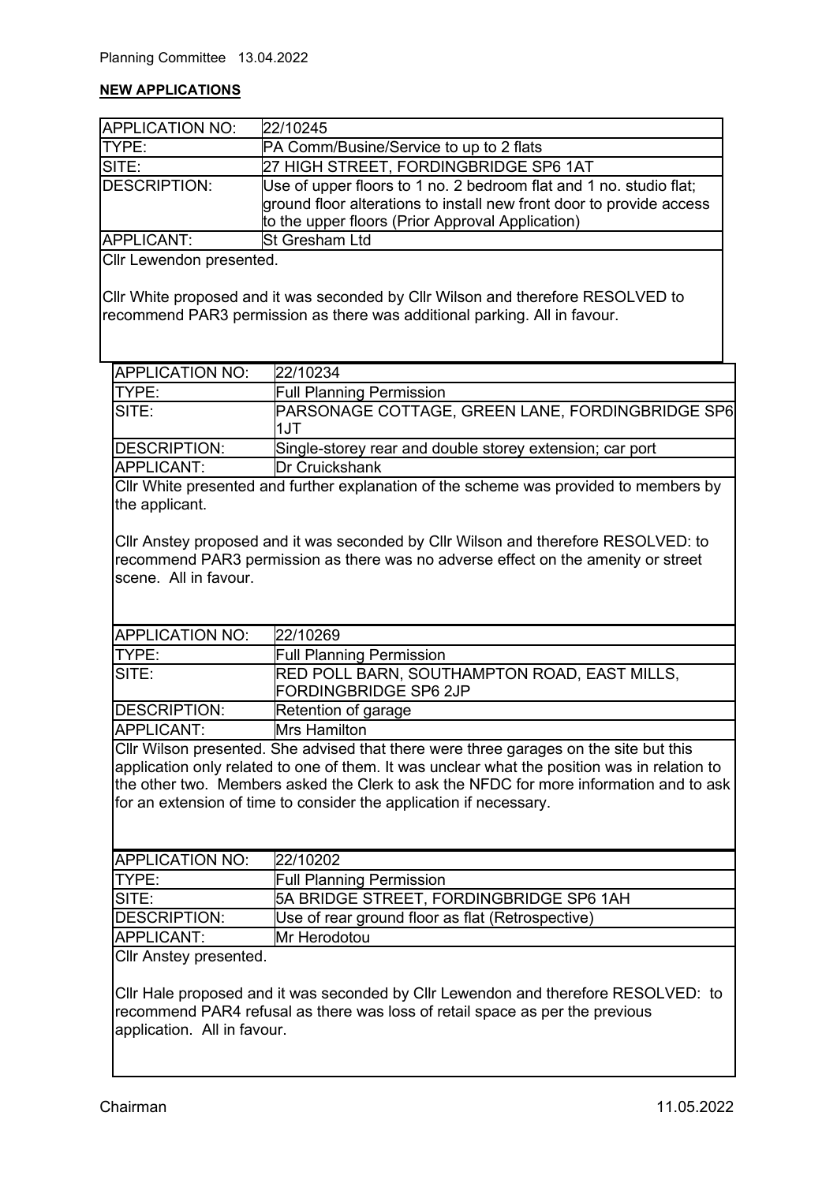**NEW APPLICATIONS**

| APPLICATION NO: | 22/10245 |
|---|---|
| TYPE: | PA Comm/Busine/Service to up to 2 flats |
| SITE: | 27 HIGH STREET, FORDINGBRIDGE SP6 1AT |
| DESCRIPTION: | Use of upper floors to 1 no. 2 bedroom flat and 1 no. studio flat; ground floor alterations to install new front door to provide access to the upper floors (Prior Approval Application) |
| APPLICANT: | St Gresham Ltd |

Cllr Lewendon presented.

Cllr White proposed and it was seconded by Cllr Wilson and therefore RESOLVED to recommend PAR3 permission as there was additional parking. All in favour.

| APPLICATION NO: | 22/10234 |
|---|---|
| TYPE: | Full Planning Permission |
| SITE: | PARSONAGE COTTAGE, GREEN LANE, FORDINGBRIDGE SP6 1JT |
| DESCRIPTION: | Single-storey rear and double storey extension; car port |
| APPLICANT: | Dr Cruickshank |

Cllr White presented and further explanation of the scheme was provided to members by the applicant.

Cllr Anstey proposed and it was seconded by Cllr Wilson and therefore RESOLVED: to recommend PAR3 permission as there was no adverse effect on the amenity or street scene. All in favour.

| APPLICATION NO: | 22/10269 |
|---|---|
| TYPE: | Full Planning Permission |
| SITE: | RED POLL BARN, SOUTHAMPTON ROAD, EAST MILLS, FORDINGBRIDGE SP6 2JP |
| DESCRIPTION: | Retention of garage |
| APPLICANT: | Mrs Hamilton |

Cllr Wilson presented. She advised that there were three garages on the site but this application only related to one of them. It was unclear what the position was in relation to the other two. Members asked the Clerk to ask the NFDC for more information and to ask for an extension of time to consider the application if necessary.

| APPLICATION NO: | 22/10202 |
|---|---|
| TYPE: | Full Planning Permission |
| SITE: | 5A BRIDGE STREET, FORDINGBRIDGE SP6 1AH |
| DESCRIPTION: | Use of rear ground floor as flat (Retrospective) |
| APPLICANT: | Mr Herodotou |

Cllr Anstey presented.

Cllr Hale proposed and it was seconded by Cllr Lewendon and therefore RESOLVED: to recommend PAR4 refusal as there was loss of retail space as per the previous application. All in favour.

Chairman 11.05.2022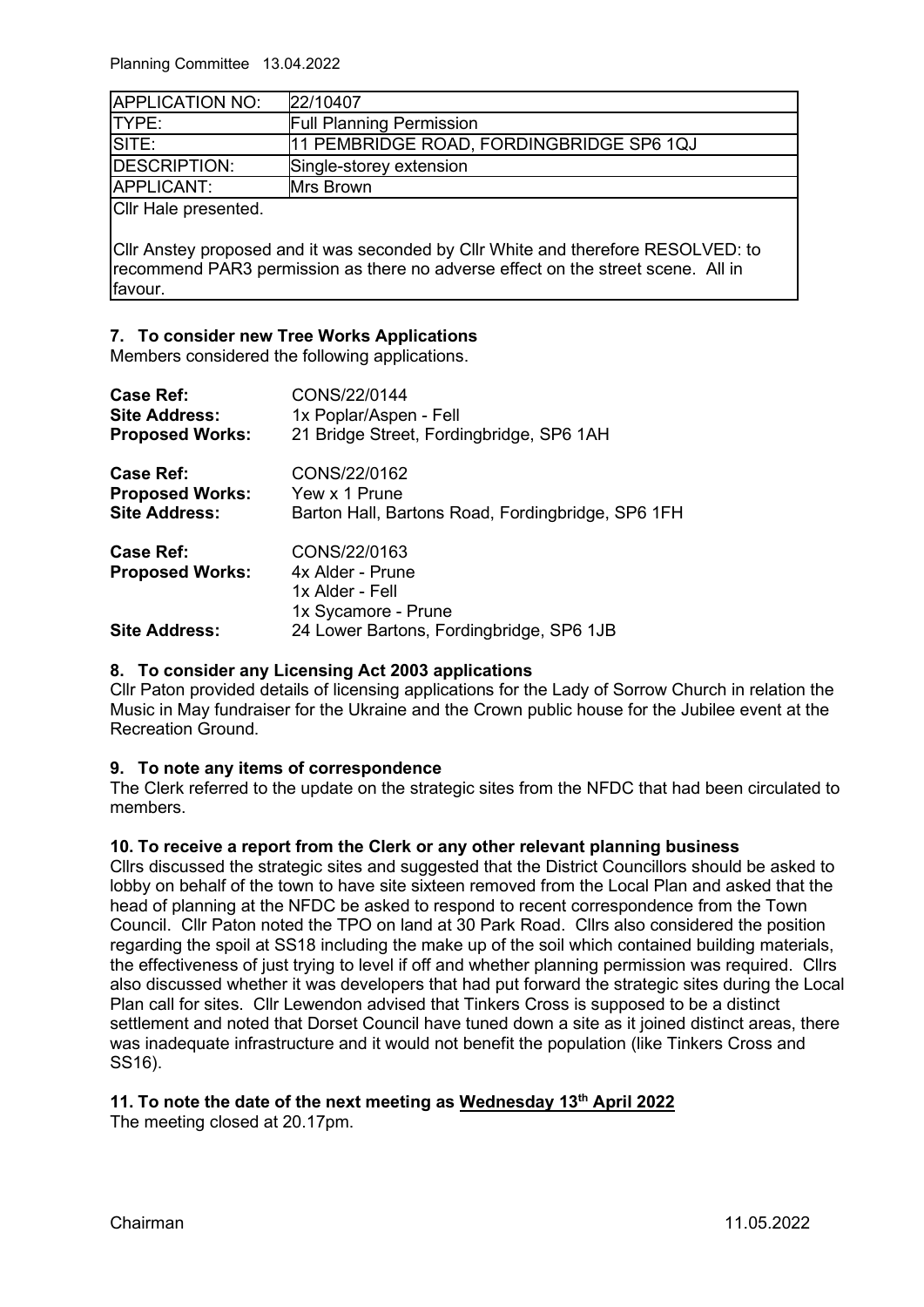| | |
|---|---|
| APPLICATION NO: | 22/10407 |
| TYPE: | Full Planning Permission |
| SITE: | 11 PEMBRIDGE ROAD, FORDINGBRIDGE SP6 1QJ |
| DESCRIPTION: | Single-storey extension |
| APPLICANT: | Mrs Brown |

Cllr Hale presented.

Cllr Anstey proposed and it was seconded by Cllr White and therefore RESOLVED: to recommend PAR3 permission as there no adverse effect on the street scene. All in favour.

### 7. To consider new Tree Works Applications

Members considered the following applications.

**Case Ref:** CONS/22/0144
**Site Address:** 1x Poplar/Aspen - Fell
**Proposed Works:** 21 Bridge Street, Fordingbridge, SP6 1AH

**Case Ref:** CONS/22/0162
**Proposed Works:** Yew x 1 Prune
**Site Address:** Barton Hall, Bartons Road, Fordingbridge, SP6 1FH

**Case Ref:** CONS/22/0163
**Proposed Works:** 4x Alder - Prune
1x Alder - Fell
1x Sycamore - Prune
**Site Address:** 24 Lower Bartons, Fordingbridge, SP6 1JB

### 8. To consider any Licensing Act 2003 applications

Cllr Paton provided details of licensing applications for the Lady of Sorrow Church in relation the Music in May fundraiser for the Ukraine and the Crown public house for the Jubilee event at the Recreation Ground.

### 9. To note any items of correspondence

The Clerk referred to the update on the strategic sites from the NFDC that had been circulated to members.

### 10. To receive a report from the Clerk or any other relevant planning business

Cllrs discussed the strategic sites and suggested that the District Councillors should be asked to lobby on behalf of the town to have site sixteen removed from the Local Plan and asked that the head of planning at the NFDC be asked to respond to recent correspondence from the Town Council. Cllr Paton noted the TPO on land at 30 Park Road. Cllrs also considered the position regarding the spoil at SS18 including the make up of the soil which contained building materials, the effectiveness of just trying to level if off and whether planning permission was required. Cllrs also discussed whether it was developers that had put forward the strategic sites during the Local Plan call for sites. Cllr Lewendon advised that Tinkers Cross is supposed to be a distinct settlement and noted that Dorset Council have tuned down a site as it joined distinct areas, there was inadequate infrastructure and it would not benefit the population (like Tinkers Cross and SS16).

### 11. To note the date of the next meeting as Wednesday 13th April 2022

The meeting closed at 20.17pm.

Chairman 11.05.2022